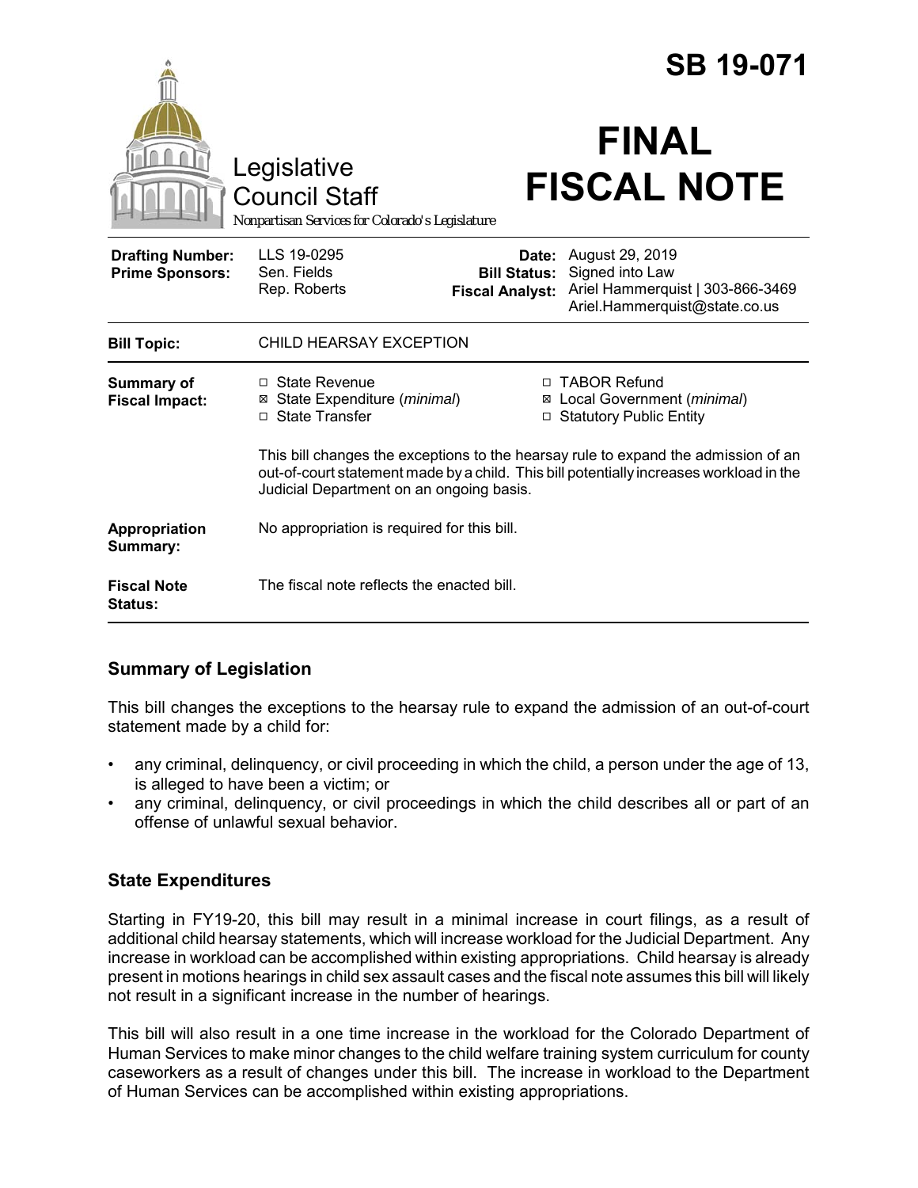# SB 19-071

Legislative Council Staff

*Nonpartisan Services for Colorado's Legislature*

# FINAL FISCAL NOTE

| | | | |
|---|---|---|---|
| **Drafting Number:** | LLS 19-0295 | **Date:** | August 29, 2019 |
| **Prime Sponsors:** | Sen. Fields<br>Rep. Roberts | **Bill Status:** | Signed into Law |
| | | **Fiscal Analyst:** | Ariel Hammerquist \| 303-866-3469<br>Ariel.Hammerquist@state.co.us |

| | |
|---|---|
| **Bill Topic:** | CHILD HEARSAY EXCEPTION |
| **Summary of Fiscal Impact:** | ☐ State Revenue<br>☒ State Expenditure (*minimal*)<br>☐ State Transfer<br>☐ TABOR Refund<br>☒ Local Government (*minimal*)<br>☐ Statutory Public Entity<br><br>This bill changes the exceptions to the hearsay rule to expand the admission of an out-of-court statement made by a child. This bill potentially increases workload in the Judicial Department on an ongoing basis. |
| **Appropriation Summary:** | No appropriation is required for this bill. |
| **Fiscal Note Status:** | The fiscal note reflects the enacted bill. |

## Summary of Legislation

This bill changes the exceptions to the hearsay rule to expand the admission of an out-of-court statement made by a child for:

- any criminal, delinquency, or civil proceeding in which the child, a person under the age of 13, is alleged to have been a victim; or
- any criminal, delinquency, or civil proceedings in which the child describes all or part of an offense of unlawful sexual behavior.

## State Expenditures

Starting in FY19-20, this bill may result in a minimal increase in court filings, as a result of additional child hearsay statements, which will increase workload for the Judicial Department. Any increase in workload can be accomplished within existing appropriations. Child hearsay is already present in motions hearings in child sex assault cases and the fiscal note assumes this bill will likely not result in a significant increase in the number of hearings.

This bill will also result in a one time increase in the workload for the Colorado Department of Human Services to make minor changes to the child welfare training system curriculum for county caseworkers as a result of changes under this bill. The increase in workload to the Department of Human Services can be accomplished within existing appropriations.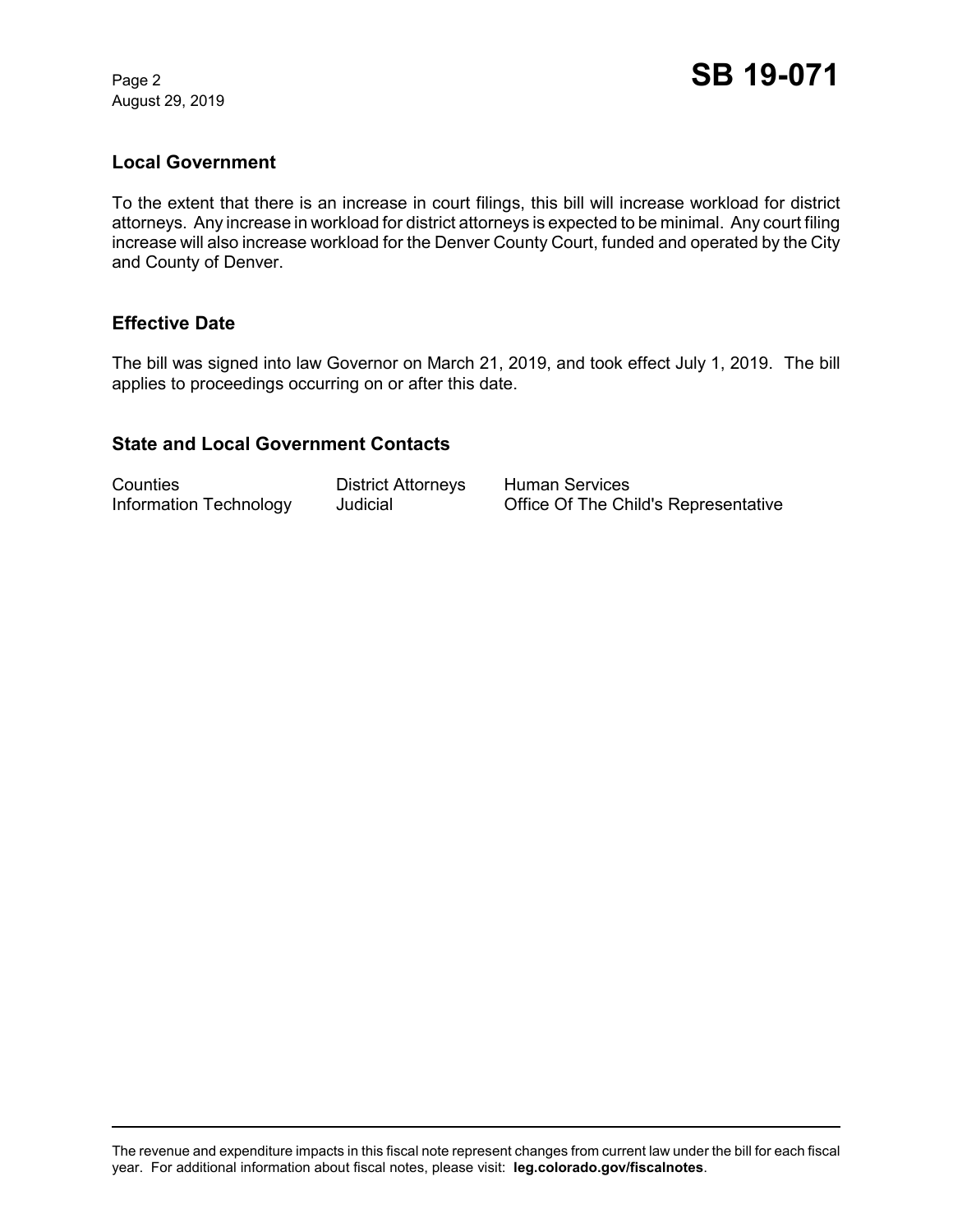## Local Government

To the extent that there is an increase in court filings, this bill will increase workload for district attorneys. Any increase in workload for district attorneys is expected to be minimal. Any court filing increase will also increase workload for the Denver County Court, funded and operated by the City and County of Denver.

## Effective Date

The bill was signed into law Governor on March 21, 2019, and took effect July 1, 2019. The bill applies to proceedings occurring on or after this date.

## State and Local Government Contacts

| | | |
|---|---|---|
| Counties | District Attorneys | Human Services |
| Information Technology | Judicial | Office Of The Child's Representative |

The revenue and expenditure impacts in this fiscal note represent changes from current law under the bill for each fiscal year. For additional information about fiscal notes, please visit: **leg.colorado.gov/fiscalnotes**.